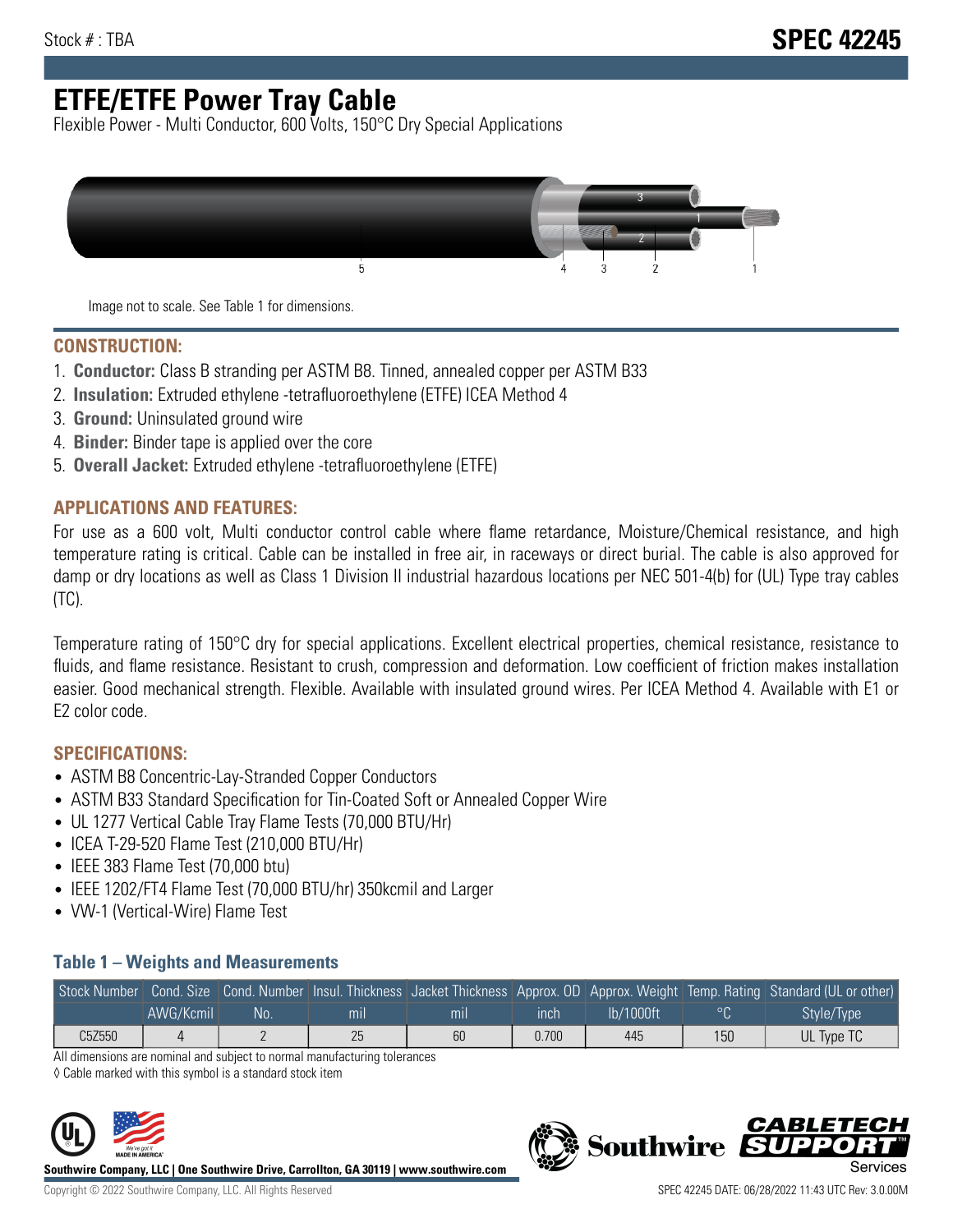Stock # : TBA

**SPEC 42245**

# ETFE/ETFE Power Tray Cable

Flexible Power - Multi Conductor, 600 Volts, 150°C Dry Special Applications

Image not to scale. See Table 1 for dimensions.

## CONSTRUCTION:

1. **Conductor:** Class B stranding per ASTM B8. Tinned, annealed copper per ASTM B33
2. **Insulation:** Extruded ethylene -tetrafluoroethylene (ETFE) ICEA Method 4
3. **Ground:** Uninsulated ground wire
4. **Binder:** Binder tape is applied over the core
5. **Overall Jacket:** Extruded ethylene -tetrafluoroethylene (ETFE)

## APPLICATIONS AND FEATURES:

For use as a 600 volt, Multi conductor control cable where flame retardance, Moisture/Chemical resistance, and high temperature rating is critical. Cable can be installed in free air, in raceways or direct burial. The cable is also approved for damp or dry locations as well as Class 1 Division II industrial hazardous locations per NEC 501-4(b) for (UL) Type tray cables (TC).

Temperature rating of 150°C dry for special applications. Excellent electrical properties, chemical resistance, resistance to fluids, and flame resistance. Resistant to crush, compression and deformation. Low coefficient of friction makes installation easier. Good mechanical strength. Flexible. Available with insulated ground wires. Per ICEA Method 4. Available with E1 or E2 color code.

## SPECIFICATIONS:

- ASTM B8 Concentric-Lay-Stranded Copper Conductors
- ASTM B33 Standard Specification for Tin-Coated Soft or Annealed Copper Wire
- UL 1277 Vertical Cable Tray Flame Tests (70,000 BTU/Hr)
- ICEA T-29-520 Flame Test (210,000 BTU/Hr)
- IEEE 383 Flame Test (70,000 btu)
- IEEE 1202/FT4 Flame Test (70,000 BTU/hr) 350kcmil and Larger
- VW-1 (Vertical-Wire) Flame Test

### Table 1 – Weights and Measurements

| Stock Number | Cond. Size | Cond. Number | Insul. Thickness | Jacket Thickness | Approx. OD | Approx. Weight | Temp. Rating | Standard (UL or other) |
|---|---|---|---|---|---|---|---|---|
| | AWG/Kcmil | No. | mil | mil | inch | lb/1000ft | °C | Style/Type |
| C5Z550 | 4 | 2 | 25 | 60 | 0.700 | 445 | 150 | UL Type TC |

All dimensions are nominal and subject to normal manufacturing tolerances

◊ Cable marked with this symbol is a standard stock item

**Southwire Company, LLC | One Southwire Drive, Carrollton, GA 30119 | www.southwire.com**

Copyright © 2022 Southwire Company, LLC. All Rights Reserved

SPEC 42245 DATE: 06/28/2022 11:43 UTC Rev: 3.0.00M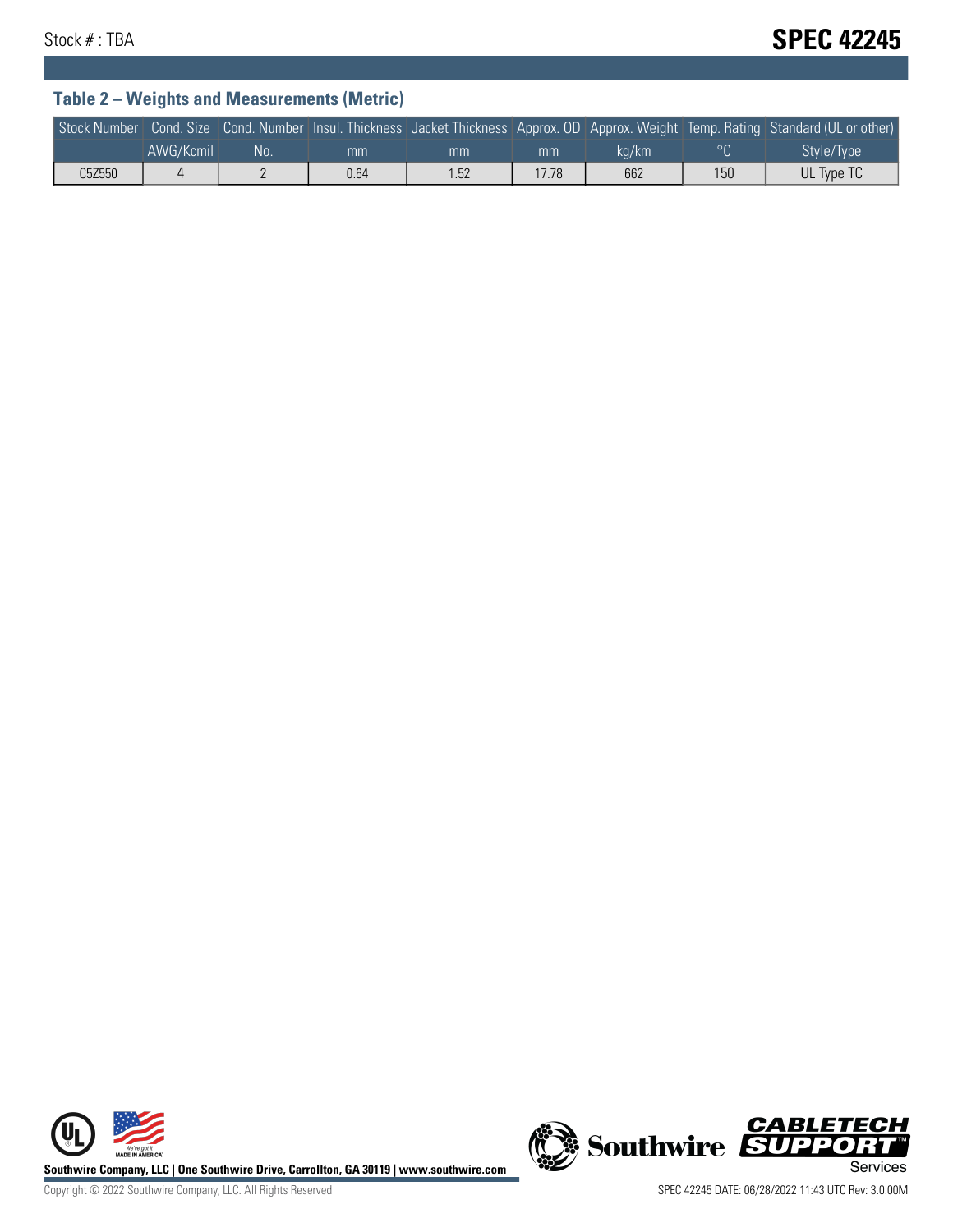### Table 2 – Weights and Measurements (Metric)

| Stock Number | Cond. Size | Cond. Number | Insul. Thickness | Jacket Thickness | Approx. OD | Approx. Weight | Temp. Rating | Standard (UL or other) |
|---|---|---|---|---|---|---|---|---|
| | AWG/Kcmil | No. | mm | mm | mm | kg/km | °C | Style/Type |
| C5Z550 | 4 | 2 | 0.64 | 1.52 | 17.78 | 662 | 150 | UL Type TC |

**Southwire Company, LLC | One Southwire Drive, Carrollton, GA 30119 | www.southwire.com**

Copyright © 2022 Southwire Company, LLC. All Rights Reserved

SPEC 42245 DATE: 06/28/2022 11:43 UTC Rev: 3.0.00M